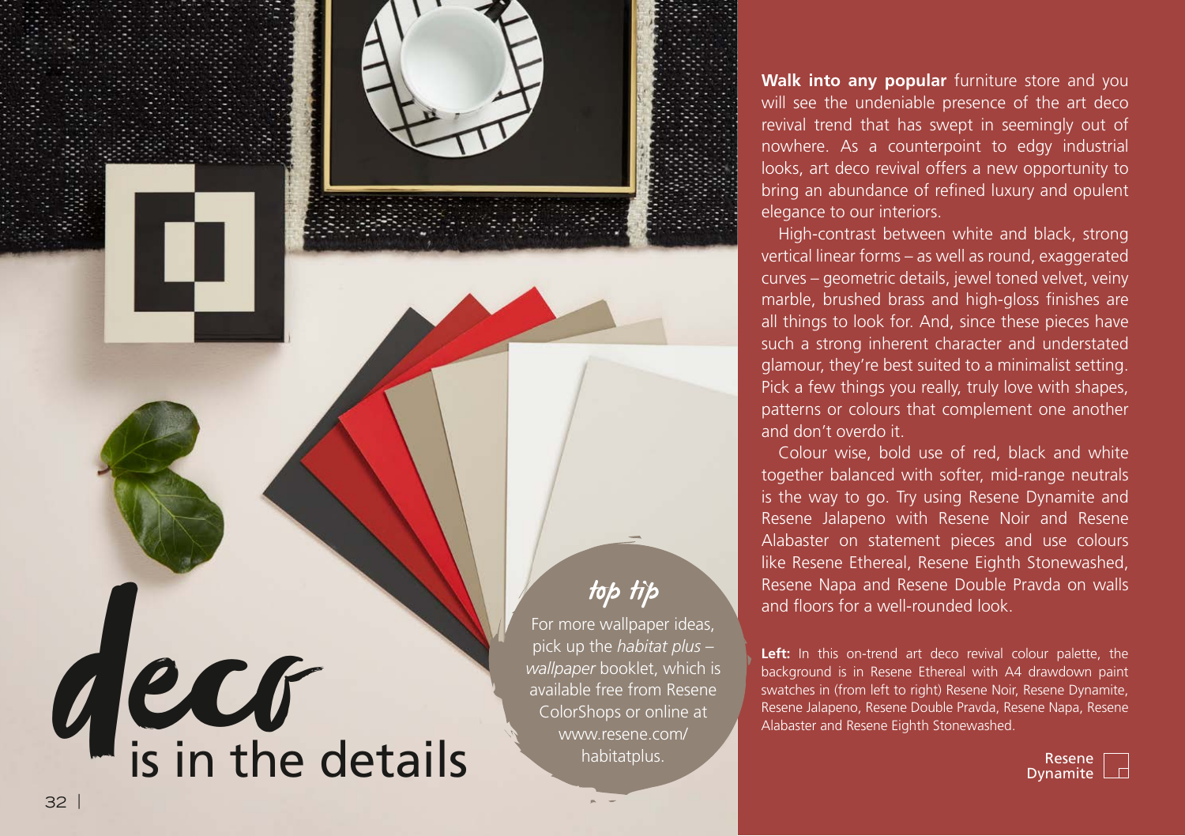# deco is in the details

**Walk into any popular** furniture store and you will see the undeniable presence of the art deco revival trend that has swept in seemingly out of nowhere. As a counterpoint to edgy industrial looks, art deco revival offers a new opportunity to bring an abundance of refined luxury and opulent elegance to our interiors.

High-contrast between white and black, strong vertical linear forms – as well as round, exaggerated curves – geometric details, jewel toned velvet, veiny marble, brushed brass and high-gloss finishes are all things to look for. And, since these pieces have such a strong inherent character and understated glamour, they're best suited to a minimalist setting. Pick a few things you really, truly love with shapes, patterns or colours that complement one another and don't overdo it.

Colour wise, bold use of red, black and white together balanced with softer, mid-range neutrals is the way to go. Try using Resene Dynamite and Resene Jalapeno with Resene Noir and Resene Alabaster on statement pieces and use colours like Resene Ethereal, Resene Eighth Stonewashed, Resene Napa and Resene Double Pravda on walls and floors for a well-rounded look.

### top tip

For more wallpaper ideas, pick up the *habitat plus – wallpaper* booklet, which is available free from Resene ColorShops or online at www.resene.com/habitatplus.

**Left:** In this on-trend art deco revival colour palette, the background is in Resene Ethereal with A4 drawdown paint swatches in (from left to right) Resene Noir, Resene Dynamite, Resene Jalapeno, Resene Double Pravda, Resene Napa, Resene Alabaster and Resene Eighth Stonewashed.

Resene Dynamite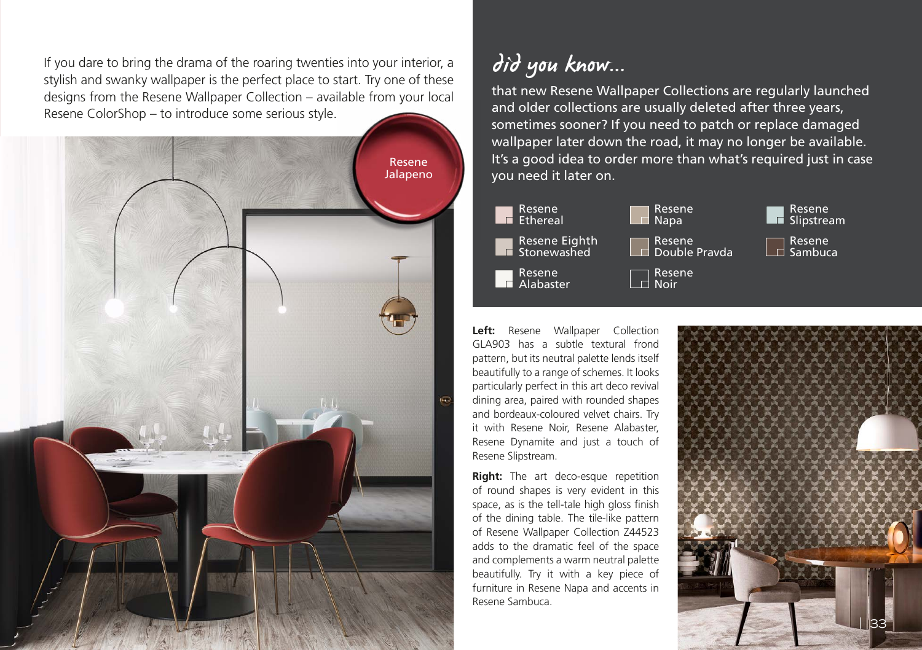If you dare to bring the drama of the roaring twenties into your interior, a stylish and swanky wallpaper is the perfect place to start. Try one of these designs from the Resene Wallpaper Collection – available from your local Resene ColorShop – to introduce some serious style.

Resene Jalapeno

## did you know...

that new Resene Wallpaper Collections are regularly launched and older collections are usually deleted after three years, sometimes sooner? If you need to patch or replace damaged wallpaper later down the road, it may no longer be available. It's a good idea to order more than what's required just in case you need it later on.

Resene Ethereal
Resene Eighth Stonewashed
Resene Alabaster
Resene Napa
Resene Double Pravda
Resene Noir
Resene Slipstream
Resene Sambuca

**Left:** Resene Wallpaper Collection GLA903 has a subtle textural frond pattern, but its neutral palette lends itself beautifully to a range of schemes. It looks particularly perfect in this art deco revival dining area, paired with rounded shapes and bordeaux-coloured velvet chairs. Try it with Resene Noir, Resene Alabaster, Resene Dynamite and just a touch of Resene Slipstream.

**Right:** The art deco-esque repetition of round shapes is very evident in this space, as is the tell-tale high gloss finish of the dining table. The tile-like pattern of Resene Wallpaper Collection Z44523 adds to the dramatic feel of the space and complements a warm neutral palette beautifully. Try it with a key piece of furniture in Resene Napa and accents in Resene Sambuca.